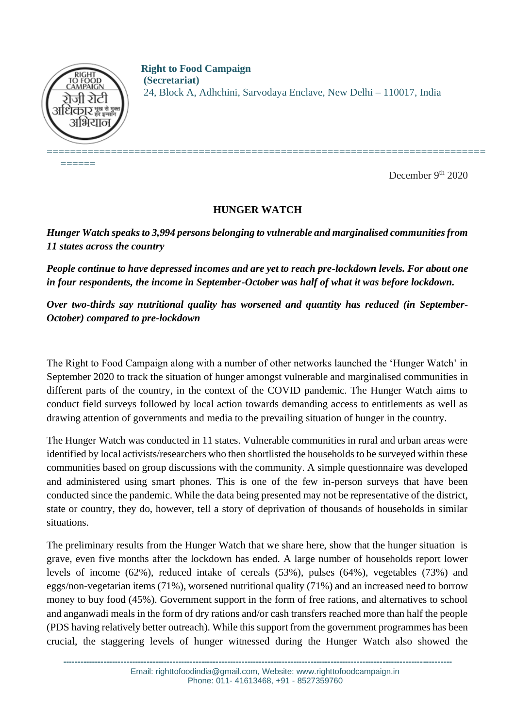**Right to Food Campaign**
**(Secretariat)**
24, Block A, Adhchini, Sarvodaya Enclave, New Delhi – 110017, India

December 9th 2020

## HUNGER WATCH

***Hunger Watch speaks to 3,994 persons belonging to vulnerable and marginalised communities from 11 states across the country***

***People continue to have depressed incomes and are yet to reach pre-lockdown levels. For about one in four respondents, the income in September-October was half of what it was before lockdown.***

***Over two-thirds say nutritional quality has worsened and quantity has reduced (in September-October) compared to pre-lockdown***

The Right to Food Campaign along with a number of other networks launched the 'Hunger Watch' in September 2020 to track the situation of hunger amongst vulnerable and marginalised communities in different parts of the country, in the context of the COVID pandemic. The Hunger Watch aims to conduct field surveys followed by local action towards demanding access to entitlements as well as drawing attention of governments and media to the prevailing situation of hunger in the country.

The Hunger Watch was conducted in 11 states. Vulnerable communities in rural and urban areas were identified by local activists/researchers who then shortlisted the households to be surveyed within these communities based on group discussions with the community. A simple questionnaire was developed and administered using smart phones. This is one of the few in-person surveys that have been conducted since the pandemic. While the data being presented may not be representative of the district, state or country, they do, however, tell a story of deprivation of thousands of households in similar situations.

The preliminary results from the Hunger Watch that we share here, show that the hunger situation is grave, even five months after the lockdown has ended. A large number of households report lower levels of income (62%), reduced intake of cereals (53%), pulses (64%), vegetables (73%) and eggs/non-vegetarian items (71%), worsened nutritional quality (71%) and an increased need to borrow money to buy food (45%). Government support in the form of free rations, and alternatives to school and anganwadi meals in the form of dry rations and/or cash transfers reached more than half the people (PDS having relatively better outreach). While this support from the government programmes has been crucial, the staggering levels of hunger witnessed during the Hunger Watch also showed the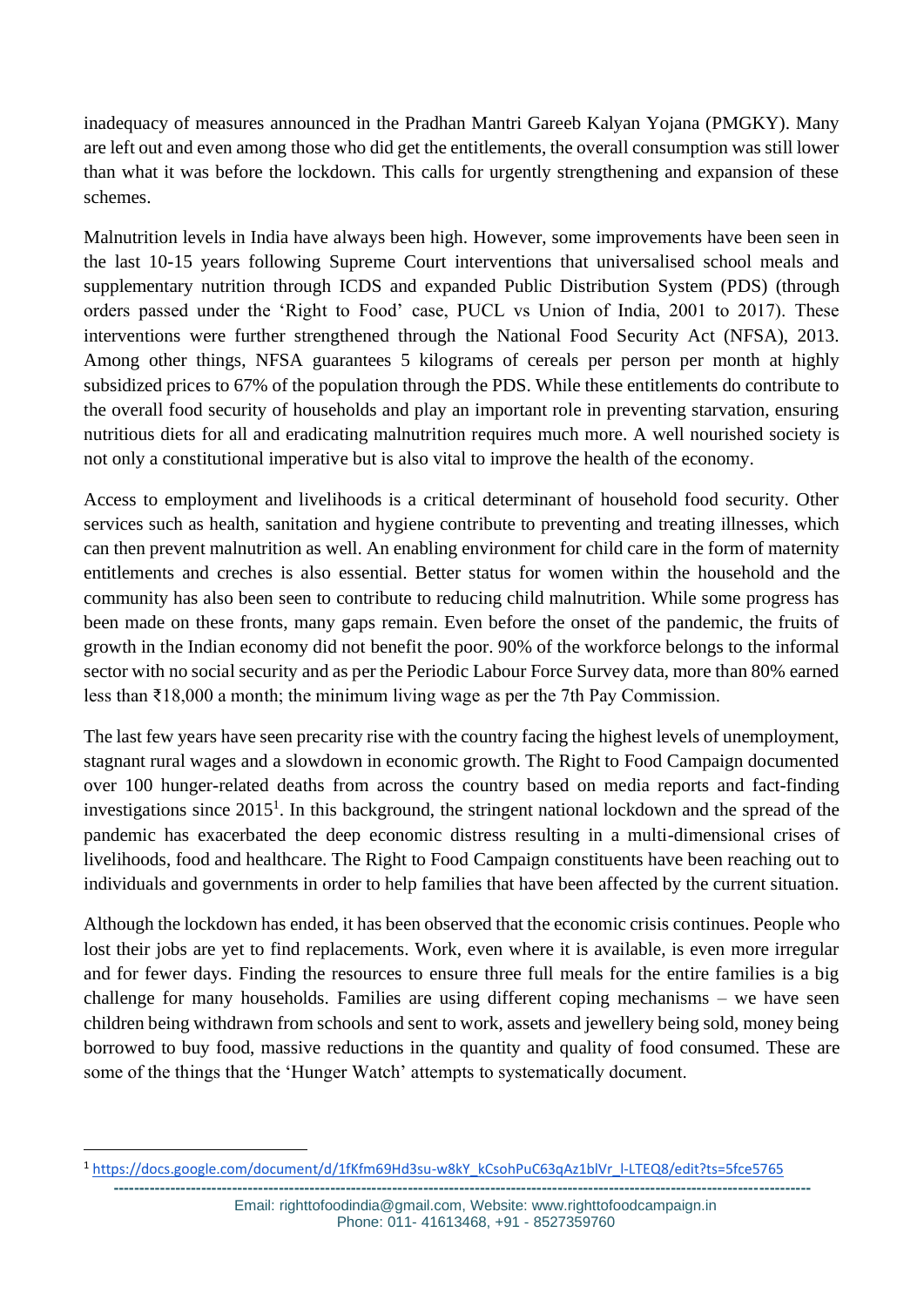inadequacy of measures announced in the Pradhan Mantri Gareeb Kalyan Yojana (PMGKY). Many are left out and even among those who did get the entitlements, the overall consumption was still lower than what it was before the lockdown. This calls for urgently strengthening and expansion of these schemes.

Malnutrition levels in India have always been high. However, some improvements have been seen in the last 10-15 years following Supreme Court interventions that universalised school meals and supplementary nutrition through ICDS and expanded Public Distribution System (PDS) (through orders passed under the 'Right to Food' case, PUCL vs Union of India, 2001 to 2017). These interventions were further strengthened through the National Food Security Act (NFSA), 2013. Among other things, NFSA guarantees 5 kilograms of cereals per person per month at highly subsidized prices to 67% of the population through the PDS. While these entitlements do contribute to the overall food security of households and play an important role in preventing starvation, ensuring nutritious diets for all and eradicating malnutrition requires much more. A well nourished society is not only a constitutional imperative but is also vital to improve the health of the economy.

Access to employment and livelihoods is a critical determinant of household food security. Other services such as health, sanitation and hygiene contribute to preventing and treating illnesses, which can then prevent malnutrition as well. An enabling environment for child care in the form of maternity entitlements and creches is also essential. Better status for women within the household and the community has also been seen to contribute to reducing child malnutrition. While some progress has been made on these fronts, many gaps remain. Even before the onset of the pandemic, the fruits of growth in the Indian economy did not benefit the poor. 90% of the workforce belongs to the informal sector with no social security and as per the Periodic Labour Force Survey data, more than 80% earned less than ₹18,000 a month; the minimum living wage as per the 7th Pay Commission.

The last few years have seen precarity rise with the country facing the highest levels of unemployment, stagnant rural wages and a slowdown in economic growth. The Right to Food Campaign documented over 100 hunger-related deaths from across the country based on media reports and fact-finding investigations since 2015[1]. In this background, the stringent national lockdown and the spread of the pandemic has exacerbated the deep economic distress resulting in a multi-dimensional crises of livelihoods, food and healthcare. The Right to Food Campaign constituents have been reaching out to individuals and governments in order to help families that have been affected by the current situation.

Although the lockdown has ended, it has been observed that the economic crisis continues. People who lost their jobs are yet to find replacements. Work, even where it is available, is even more irregular and for fewer days. Finding the resources to ensure three full meals for the entire families is a big challenge for many households. Families are using different coping mechanisms – we have seen children being withdrawn from schools and sent to work, assets and jewellery being sold, money being borrowed to buy food, massive reductions in the quantity and quality of food consumed. These are some of the things that the 'Hunger Watch' attempts to systematically document.

[1] https://docs.google.com/document/d/1fKfm69Hd3su-w8kY_kCsohPuC63qAz1blVr_l-LTEQ8/edit?ts=5fce5765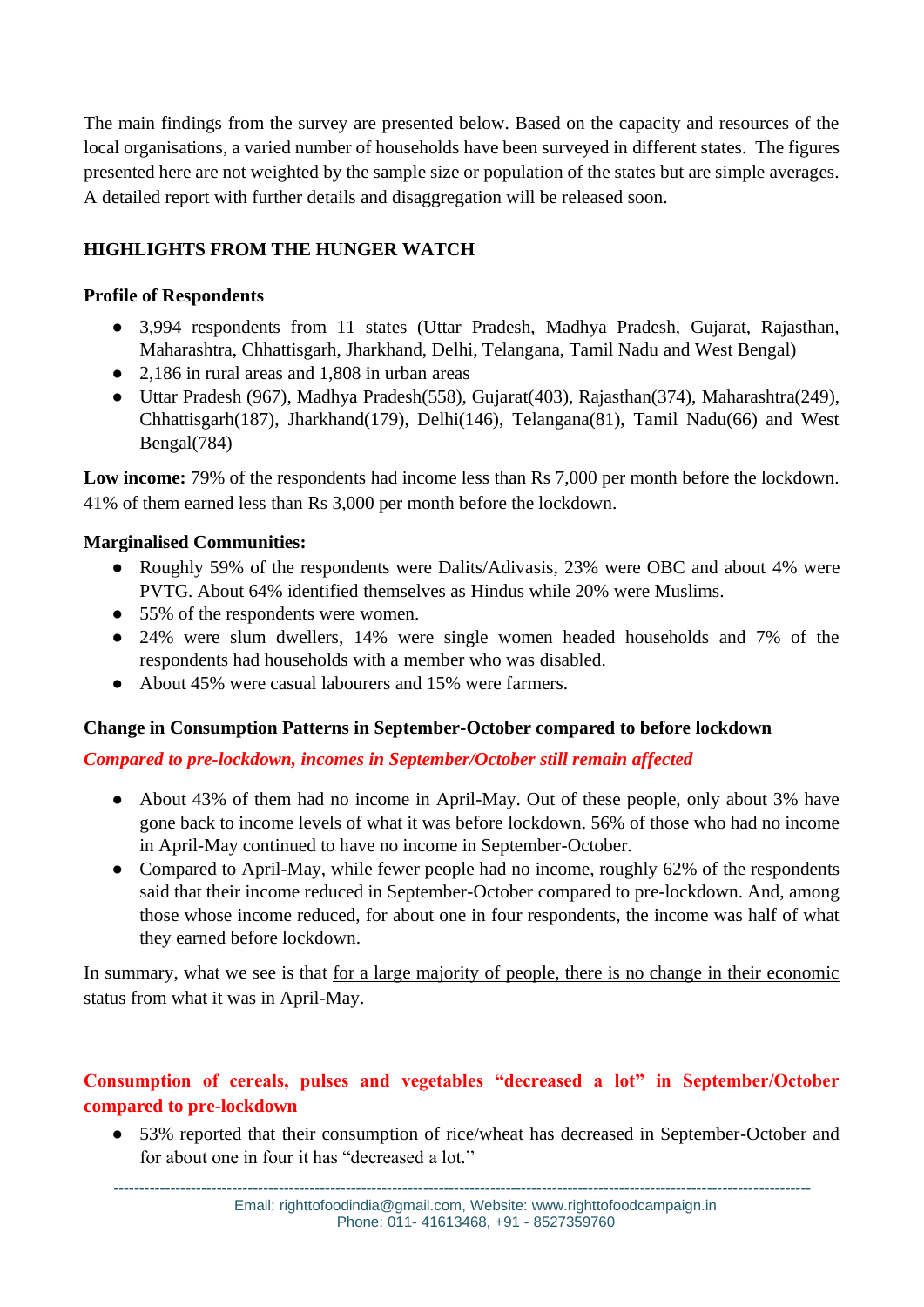The main findings from the survey are presented below. Based on the capacity and resources of the local organisations, a varied number of households have been surveyed in different states. The figures presented here are not weighted by the sample size or population of the states but are simple averages. A detailed report with further details and disaggregation will be released soon.

## HIGHLIGHTS FROM THE HUNGER WATCH

### Profile of Respondents

- 3,994 respondents from 11 states (Uttar Pradesh, Madhya Pradesh, Gujarat, Rajasthan, Maharashtra, Chhattisgarh, Jharkhand, Delhi, Telangana, Tamil Nadu and West Bengal)
- 2,186 in rural areas and 1,808 in urban areas
- Uttar Pradesh (967), Madhya Pradesh(558), Gujarat(403), Rajasthan(374), Maharashtra(249), Chhattisgarh(187), Jharkhand(179), Delhi(146), Telangana(81), Tamil Nadu(66) and West Bengal(784)

**Low income:** 79% of the respondents had income less than Rs 7,000 per month before the lockdown. 41% of them earned less than Rs 3,000 per month before the lockdown.

**Marginalised Communities:**

- Roughly 59% of the respondents were Dalits/Adivasis, 23% were OBC and about 4% were PVTG. About 64% identified themselves as Hindus while 20% were Muslims.
- 55% of the respondents were women.
- 24% were slum dwellers, 14% were single women headed households and 7% of the respondents had households with a member who was disabled.
- About 45% were casual labourers and 15% were farmers.

### Change in Consumption Patterns in September-October compared to before lockdown

***Compared to pre-lockdown, incomes in September/October still remain affected***

- About 43% of them had no income in April-May. Out of these people, only about 3% have gone back to income levels of what it was before lockdown. 56% of those who had no income in April-May continued to have no income in September-October.
- Compared to April-May, while fewer people had no income, roughly 62% of the respondents said that their income reduced in September-October compared to pre-lockdown. And, among those whose income reduced, for about one in four respondents, the income was half of what they earned before lockdown.

In summary, what we see is that for a large majority of people, there is no change in their economic status from what it was in April-May.

### Consumption of cereals, pulses and vegetables "decreased a lot" in September/October compared to pre-lockdown

- 53% reported that their consumption of rice/wheat has decreased in September-October and for about one in four it has "decreased a lot."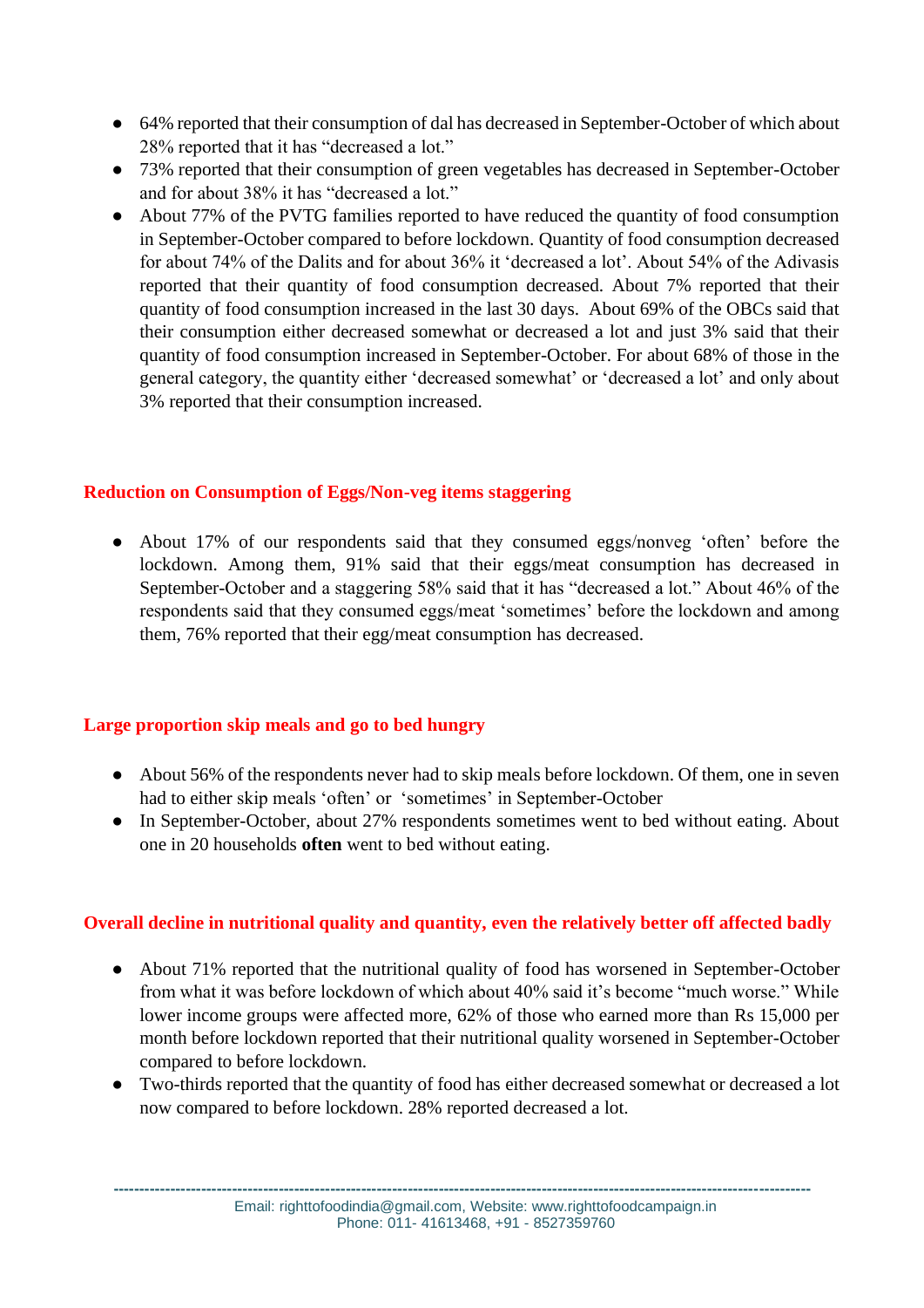- 64% reported that their consumption of dal has decreased in September-October of which about 28% reported that it has "decreased a lot."
- 73% reported that their consumption of green vegetables has decreased in September-October and for about 38% it has "decreased a lot."
- About 77% of the PVTG families reported to have reduced the quantity of food consumption in September-October compared to before lockdown. Quantity of food consumption decreased for about 74% of the Dalits and for about 36% it 'decreased a lot'. About 54% of the Adivasis reported that their quantity of food consumption decreased. About 7% reported that their quantity of food consumption increased in the last 30 days. About 69% of the OBCs said that their consumption either decreased somewhat or decreased a lot and just 3% said that their quantity of food consumption increased in September-October. For about 68% of those in the general category, the quantity either 'decreased somewhat' or 'decreased a lot' and only about 3% reported that their consumption increased.

### Reduction on Consumption of Eggs/Non-veg items staggering

- About 17% of our respondents said that they consumed eggs/nonveg 'often' before the lockdown. Among them, 91% said that their eggs/meat consumption has decreased in September-October and a staggering 58% said that it has "decreased a lot." About 46% of the respondents said that they consumed eggs/meat 'sometimes' before the lockdown and among them, 76% reported that their egg/meat consumption has decreased.

### Large proportion skip meals and go to bed hungry

- About 56% of the respondents never had to skip meals before lockdown. Of them, one in seven had to either skip meals 'often' or 'sometimes' in September-October
- In September-October, about 27% respondents sometimes went to bed without eating. About one in 20 households **often** went to bed without eating.

### Overall decline in nutritional quality and quantity, even the relatively better off affected badly

- About 71% reported that the nutritional quality of food has worsened in September-October from what it was before lockdown of which about 40% said it's become "much worse." While lower income groups were affected more, 62% of those who earned more than Rs 15,000 per month before lockdown reported that their nutritional quality worsened in September-October compared to before lockdown.
- Two-thirds reported that the quantity of food has either decreased somewhat or decreased a lot now compared to before lockdown. 28% reported decreased a lot.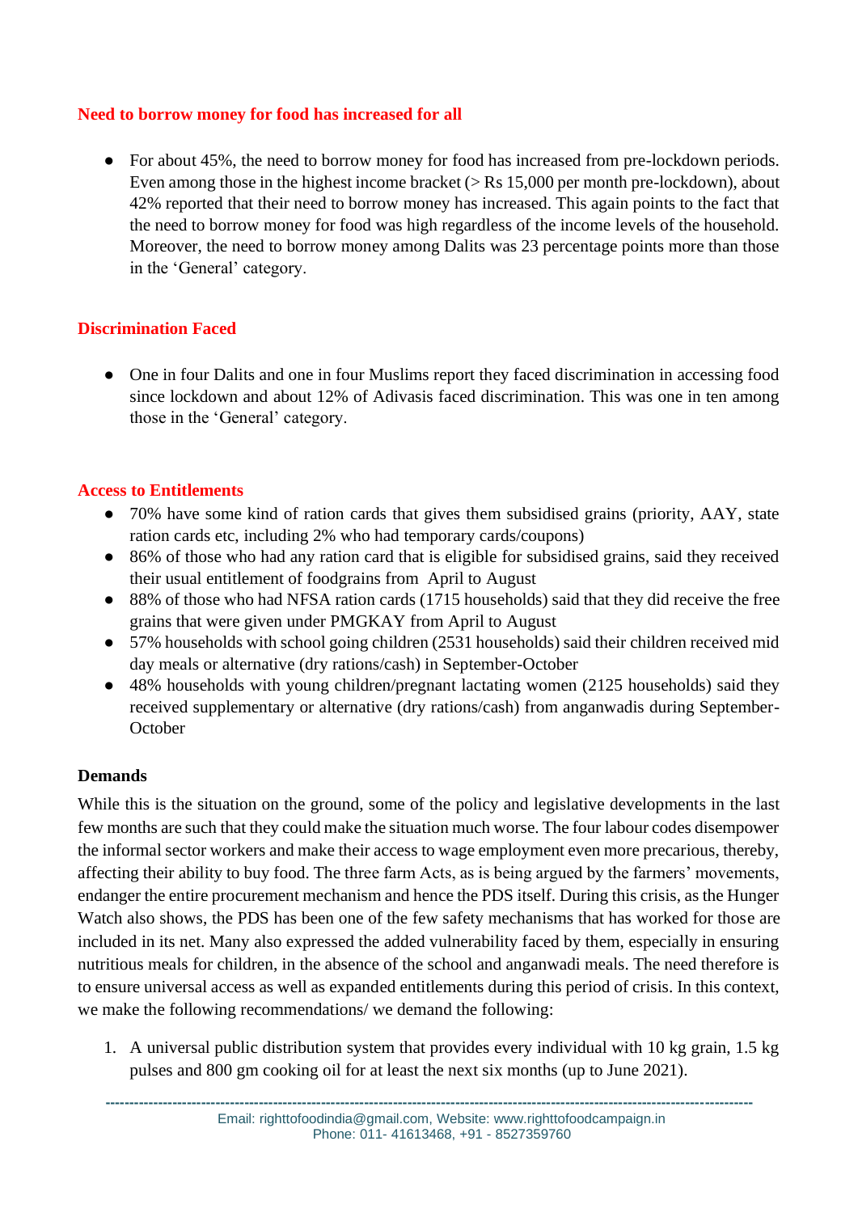### Need to borrow money for food has increased for all

- For about 45%, the need to borrow money for food has increased from pre-lockdown periods. Even among those in the highest income bracket (> Rs 15,000 per month pre-lockdown), about 42% reported that their need to borrow money has increased. This again points to the fact that the need to borrow money for food was high regardless of the income levels of the household. Moreover, the need to borrow money among Dalits was 23 percentage points more than those in the 'General' category.

### Discrimination Faced

- One in four Dalits and one in four Muslims report they faced discrimination in accessing food since lockdown and about 12% of Adivasis faced discrimination. This was one in ten among those in the 'General' category.

### Access to Entitlements

- 70% have some kind of ration cards that gives them subsidised grains (priority, AAY, state ration cards etc, including 2% who had temporary cards/coupons)
- 86% of those who had any ration card that is eligible for subsidised grains, said they received their usual entitlement of foodgrains from April to August
- 88% of those who had NFSA ration cards (1715 households) said that they did receive the free grains that were given under PMGKAY from April to August
- 57% households with school going children (2531 households) said their children received mid day meals or alternative (dry rations/cash) in September-October
- 48% households with young children/pregnant lactating women (2125 households) said they received supplementary or alternative (dry rations/cash) from anganwadis during September-October

### Demands

While this is the situation on the ground, some of the policy and legislative developments in the last few months are such that they could make the situation much worse. The four labour codes disempower the informal sector workers and make their access to wage employment even more precarious, thereby, affecting their ability to buy food. The three farm Acts, as is being argued by the farmers' movements, endanger the entire procurement mechanism and hence the PDS itself. During this crisis, as the Hunger Watch also shows, the PDS has been one of the few safety mechanisms that has worked for those are included in its net. Many also expressed the added vulnerability faced by them, especially in ensuring nutritious meals for children, in the absence of the school and anganwadi meals. The need therefore is to ensure universal access as well as expanded entitlements during this period of crisis. In this context, we make the following recommendations/ we demand the following:

1. A universal public distribution system that provides every individual with 10 kg grain, 1.5 kg pulses and 800 gm cooking oil for at least the next six months (up to June 2021).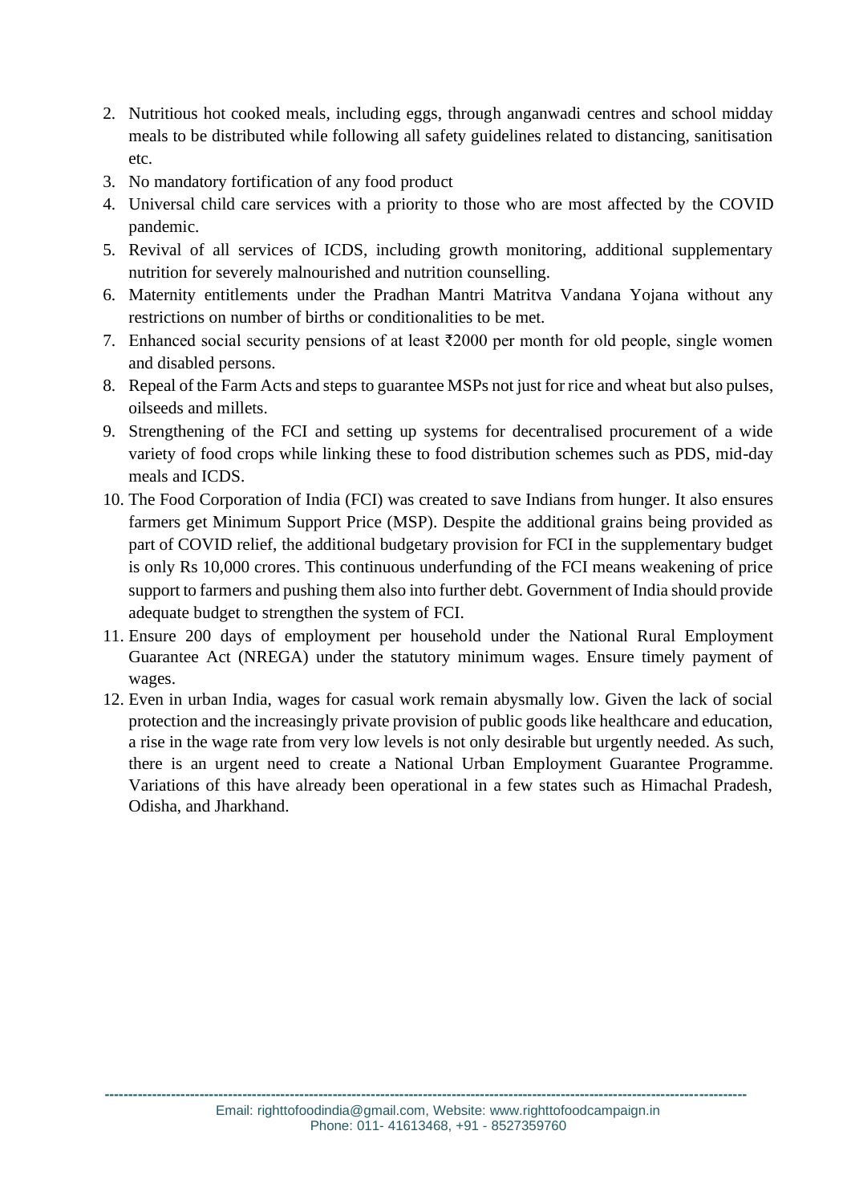2. Nutritious hot cooked meals, including eggs, through anganwadi centres and school midday meals to be distributed while following all safety guidelines related to distancing, sanitisation etc.
3. No mandatory fortification of any food product
4. Universal child care services with a priority to those who are most affected by the COVID pandemic.
5. Revival of all services of ICDS, including growth monitoring, additional supplementary nutrition for severely malnourished and nutrition counselling.
6. Maternity entitlements under the Pradhan Mantri Matritva Vandana Yojana without any restrictions on number of births or conditionalities to be met.
7. Enhanced social security pensions of at least ₹2000 per month for old people, single women and disabled persons.
8. Repeal of the Farm Acts and steps to guarantee MSPs not just for rice and wheat but also pulses, oilseeds and millets.
9. Strengthening of the FCI and setting up systems for decentralised procurement of a wide variety of food crops while linking these to food distribution schemes such as PDS, mid-day meals and ICDS.
10. The Food Corporation of India (FCI) was created to save Indians from hunger. It also ensures farmers get Minimum Support Price (MSP). Despite the additional grains being provided as part of COVID relief, the additional budgetary provision for FCI in the supplementary budget is only Rs 10,000 crores. This continuous underfunding of the FCI means weakening of price support to farmers and pushing them also into further debt. Government of India should provide adequate budget to strengthen the system of FCI.
11. Ensure 200 days of employment per household under the National Rural Employment Guarantee Act (NREGA) under the statutory minimum wages. Ensure timely payment of wages.
12. Even in urban India, wages for casual work remain abysmally low. Given the lack of social protection and the increasingly private provision of public goods like healthcare and education, a rise in the wage rate from very low levels is not only desirable but urgently needed. As such, there is an urgent need to create a National Urban Employment Guarantee Programme. Variations of this have already been operational in a few states such as Himachal Pradesh, Odisha, and Jharkhand.